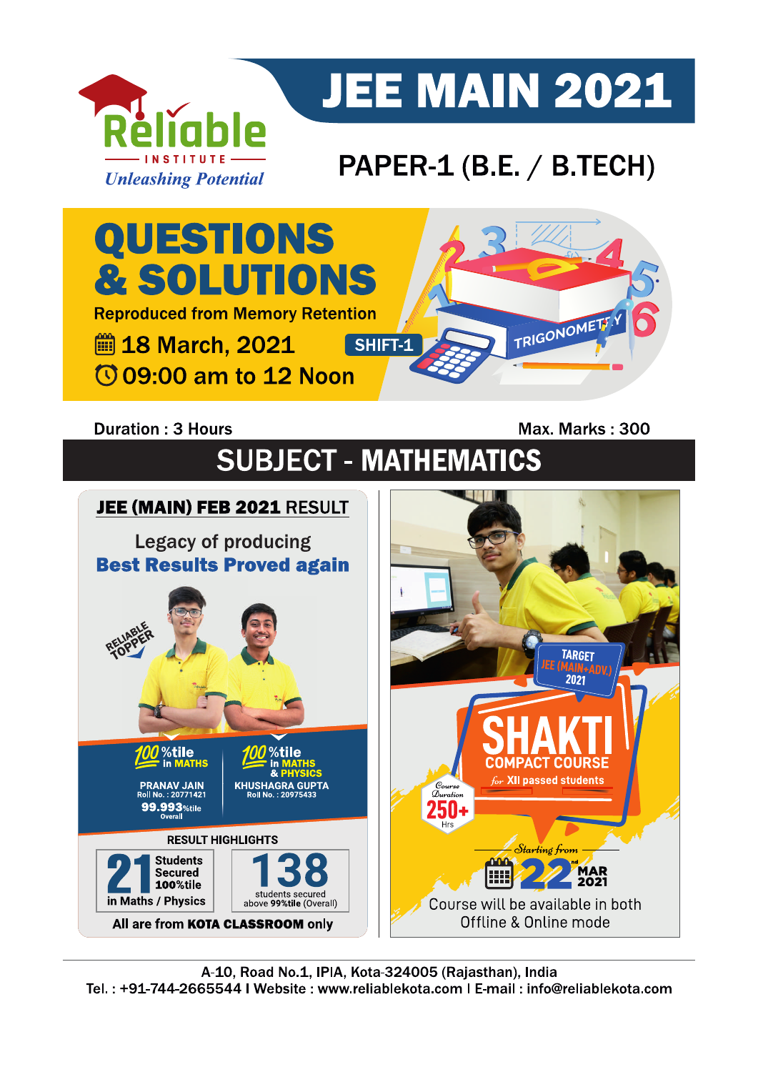# JEE MAIN 2021

Reliable INSTITUTE

*Unleashing Potential*

## PAPER-1 (B.E. / B.TECH)

# QUESTIONS & SOLUTIONS

Reproduced from Memory Retention

18 March, 2021 **SHIFT-1**

09:00 am to 12 Noon

Duration : 3 Hours | Max. Marks : 300

## SUBJECT - MATHEMATICS

**JEE (MAIN) FEB 2021 RESULT**

Legacy of producing

**Best Results Proved again**

RELIABLE TOPPER

100%tile in MATHS
PRANAV JAIN
Roll No. : 20771421
99.993%tile Overall

100%tile in MATHS & PHYSICS
KHUSHAGRA GUPTA
Roll No. : 20975433

RESULT HIGHLIGHTS

**21** Students Secured 100%tile in Maths / Physics

**138** students secured above 99%tile (Overall)

All are from **KOTA CLASSROOM** only

TARGET JEE (MAIN+ADV.) 2021

**SHAKTI**

COMPACT COURSE

*for* XII passed students

Course Duration 250+ Hrs

Starting from 22nd MAR 2021

Course will be available in both Offline & Online mode

A-10, Road No.1, IPIA, Kota-324005 (Rajasthan), India

Tel. : +91-744-2665544 I Website : www.reliablekota.com I E-mail : info@reliablekota.com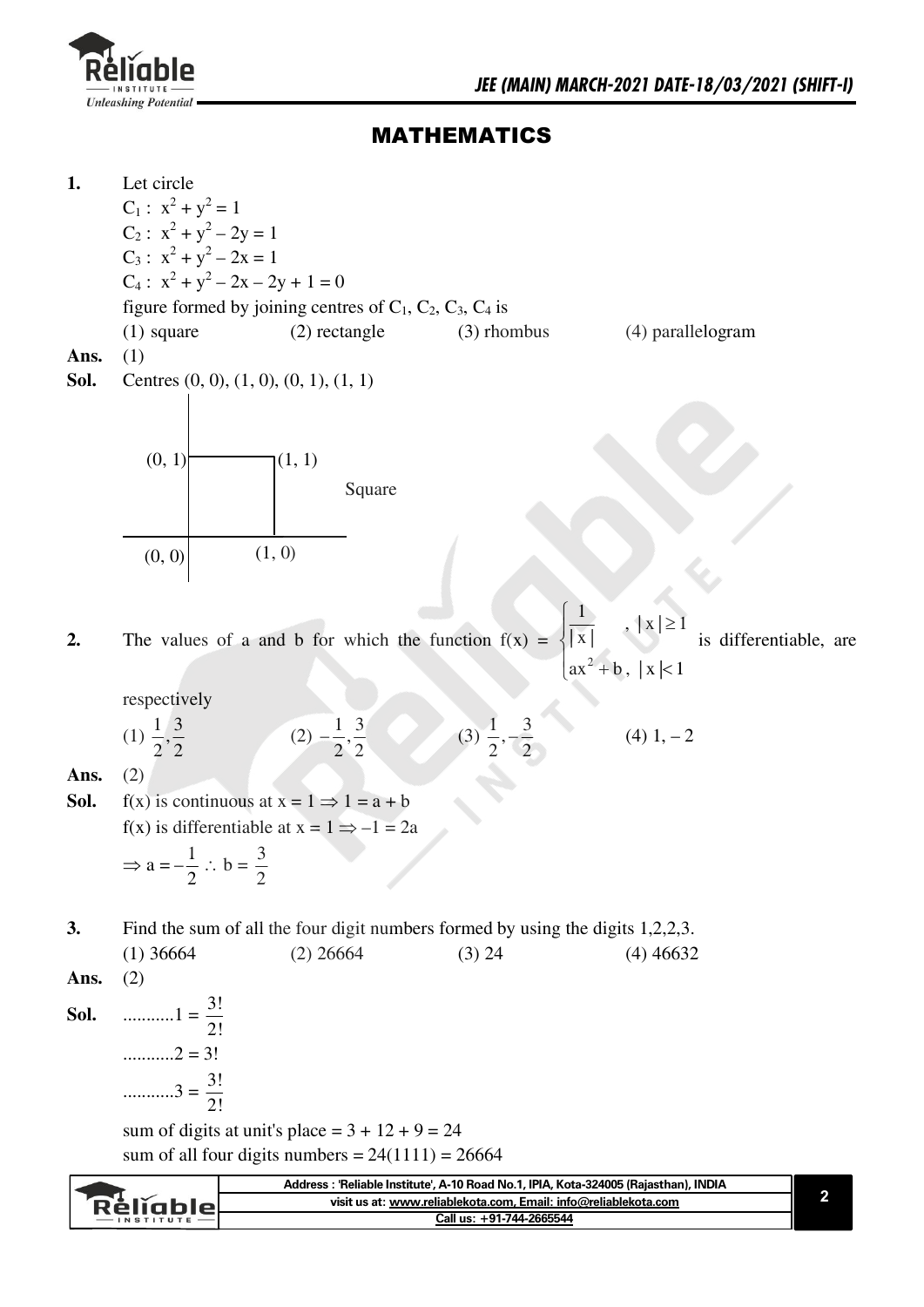# MATHEMATICS

**1.** Let circle

$C_1: x^2 + y^2 = 1$

$C_2: x^2 + y^2 - 2y = 1$

$C_3: x^2 + y^2 - 2x = 1$

$C_4: x^2 + y^2 - 2x - 2y + 1 = 0$

figure formed by joining centres of $C_1$, $C_2$, $C_3$, $C_4$ is

(1) square (2) rectangle (3) rhombus (4) parallelogram

**Ans.** (1)

**Sol.** Centres (0, 0), (1, 0), (0, 1), (1, 1)

(0, 1) (1, 1)

Square

(0, 0) (1, 0)

**2.** The values of a and b for which the function $f(x) = \begin{cases} \frac{1}{|x|} & , |x| \geq 1 \\ ax^2 + b, & |x| < 1 \end{cases}$ is differentiable, are respectively

(1) $\frac{1}{2}, \frac{3}{2}$ (2) $-\frac{1}{2}, \frac{3}{2}$ (3) $\frac{1}{2}, -\frac{3}{2}$ (4) $1, -2$

**Ans.** (2)

**Sol.** f(x) is continuous at $x = 1 \Rightarrow 1 = a + b$

f(x) is differentiable at $x = 1 \Rightarrow -1 = 2a$

$\Rightarrow a = -\frac{1}{2} \therefore b = \frac{3}{2}$

**3.** Find the sum of all the four digit numbers formed by using the digits 1,2,2,3.

(1) 36664 (2) 26664 (3) 24 (4) 46632

**Ans.** (2)

**Sol.** ...........$1 = \frac{3!}{2!}$

...........$2 = 3!$

...........$3 = \frac{3!}{2!}$

sum of digits at unit's place = 3 + 12 + 9 = 24

sum of all four digits numbers = 24(1111) = 26664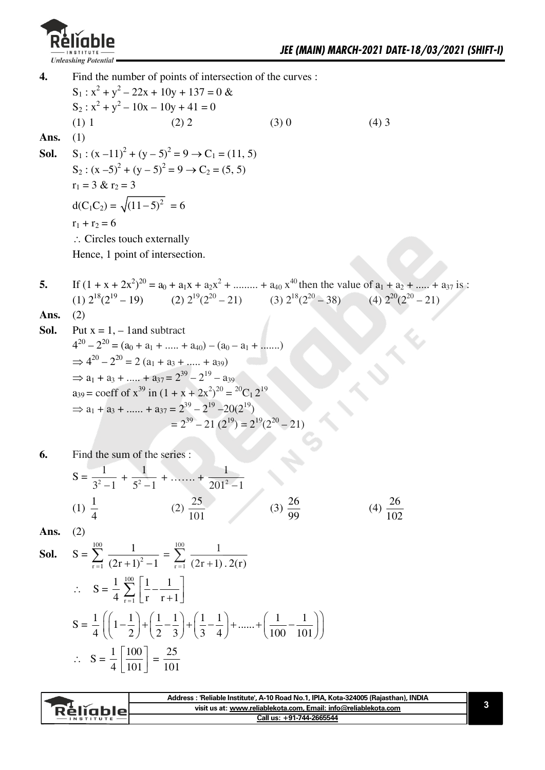**4.** Find the number of points of intersection of the curves :

$S_1 : x^2 + y^2 - 22x + 10y + 137 = 0$ &

$S_2 : x^2 + y^2 - 10x - 10y + 41 = 0$

(1) 1 (2) 2 (3) 0 (4) 3

**Ans.** (1)

**Sol.** $S_1 : (x - 11)^2 + (y - 5)^2 = 9 \rightarrow C_1 = (11, 5)$

$S_2 : (x - 5)^2 + (y - 5)^2 = 9 \rightarrow C_2 = (5, 5)$

$r_1 = 3$ & $r_2 = 3$

$d(C_1C_2) = \sqrt{(11-5)^2} = 6$

$r_1 + r_2 = 6$

$\therefore$ Circles touch externally

Hence, 1 point of intersection.

**5.** If $(1 + x + 2x^2)^{20} = a_0 + a_1x + a_2x^2 + \ldots\ldots + a_{40}x^{40}$ then the value of $a_1 + a_2 + \ldots.. + a_{37}$ is :

(1) $2^{18}(2^{19} - 19)$ (2) $2^{19}(2^{20} - 21)$ (3) $2^{18}(2^{20} - 38)$ (4) $2^{20}(2^{20} - 21)$

**Ans.** (2)

**Sol.** Put $x = 1, -1$ and subtract

$4^{20} - 2^{20} = (a_0 + a_1 + \ldots.. + a_{40}) - (a_0 - a_1 + \ldots\ldots.)$

$\Rightarrow 4^{20} - 2^{20} = 2(a_1 + a_3 + \ldots.. + a_{39})$

$\Rightarrow a_1 + a_3 + \ldots.. + a_{37} = 2^{39} - 2^{19} - a_{39}$

$a_{39}$ = coeff of $x^{39}$ in $(1 + x + 2x^2)^{20} = {}^{20}C_1 2^{19}$

$\Rightarrow a_1 + a_3 + \ldots\ldots + a_{37} = 2^{39} - 2^{19} - 20(2^{19})$

$= 2^{39} - 21(2^{19}) = 2^{19}(2^{20} - 21)$

**6.** Find the sum of the series :

$$S = \frac{1}{3^2 - 1} + \frac{1}{5^2 - 1} + \ldots\ldots. + \frac{1}{201^2 - 1}$$

(1) $\frac{1}{4}$ (2) $\frac{25}{101}$ (3) $\frac{26}{99}$ (4) $\frac{26}{102}$

**Ans.** (2)

**Sol.** $S = \sum_{r=1}^{100} \frac{1}{(2r+1)^2 - 1} = \sum_{r=1}^{100} \frac{1}{(2r+1).2(r)}$

$\therefore \quad S = \frac{1}{4}\sum_{r=1}^{100}\left[\frac{1}{r} - \frac{1}{r+1}\right]$

$S = \frac{1}{4}\left(\left(1 - \frac{1}{2}\right) + \left(\frac{1}{2} - \frac{1}{3}\right) + \left(\frac{1}{3} - \frac{1}{4}\right) + \ldots\ldots + \left(\frac{1}{100} - \frac{1}{101}\right)\right)$

$\therefore \quad S = \frac{1}{4}\left[\frac{100}{101}\right] = \frac{25}{101}$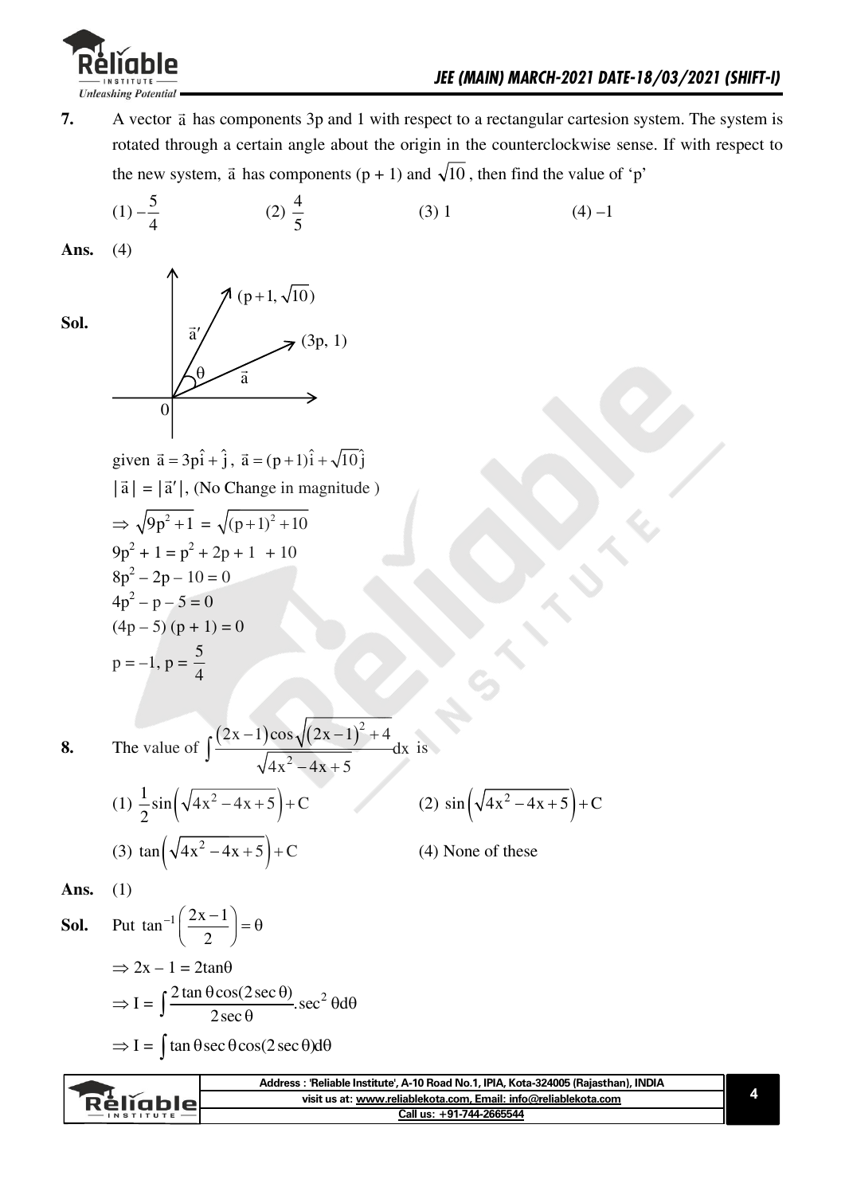**7.** A vector $\vec{a}$ has components 3p and 1 with respect to a rectangular cartesion system. The system is rotated through a certain angle about the origin in the counterclockwise sense. If with respect to the new system, $\vec{a}$ has components (p + 1) and $\sqrt{10}$, then find the value of 'p'

(1) $-\frac{5}{4}$ (2) $\frac{4}{5}$ (3) 1 (4) –1

**Ans.** (4)

**Sol.**

given $\vec{a} = 3p\hat{i} + \hat{j}$, $\vec{a} = (p+1)\hat{i} + \sqrt{10}\hat{j}$

$|\vec{a}| = |\vec{a}'|$, (No Change in magnitude )

$\Rightarrow \sqrt{9p^2+1} = \sqrt{(p+1)^2+10}$

$9p^2 + 1 = p^2 + 2p + 1 + 10$

$8p^2 - 2p - 10 = 0$

$4p^2 - p - 5 = 0$

$(4p - 5)(p + 1) = 0$

$p = -1,\ p = \frac{5}{4}$

**8.** The value of $\int \frac{(2x-1)\cos\sqrt{(2x-1)^2+4}}{\sqrt{4x^2-4x+5}}dx$ is

(1) $\frac{1}{2}\sin\left(\sqrt{4x^2-4x+5}\right)+C$ (2) $\sin\left(\sqrt{4x^2-4x+5}\right)+C$

(3) $\tan\left(\sqrt{4x^2-4x+5}\right)+C$ (4) None of these

**Ans.** (1)

**Sol.** Put $\tan^{-1}\left(\frac{2x-1}{2}\right) = \theta$

$\Rightarrow 2x - 1 = 2\tan\theta$

$\Rightarrow I = \int \frac{2\tan\theta\cos(2\sec\theta)}{2\sec\theta}.\sec^2\theta d\theta$

$\Rightarrow I = \int \tan\theta\sec\theta\cos(2\sec\theta)d\theta$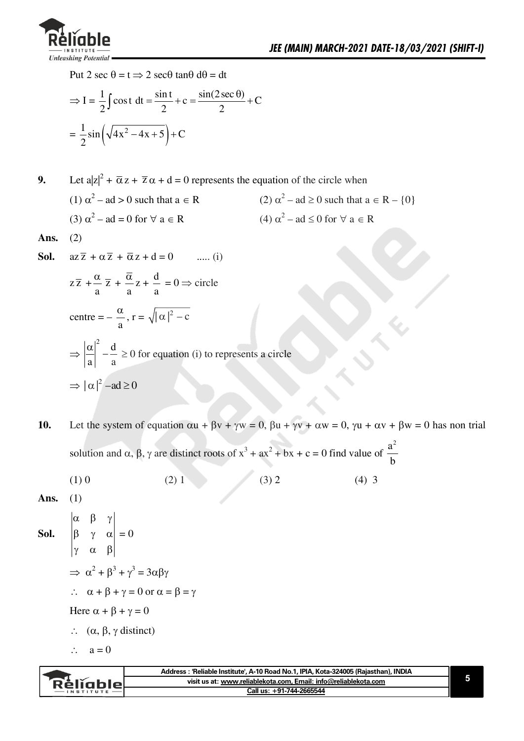Put $2 \sec \theta = t \Rightarrow 2 \sec\theta \tan\theta \, d\theta = dt$

$$\Rightarrow I = \frac{1}{2}\int \cos t \; dt = \frac{\sin t}{2} + c = \frac{\sin(2\sec\theta)}{2} + C$$

$$= \frac{1}{2}\sin\left(\sqrt{4x^2 - 4x + 5}\right) + C$$

**9.** Let $a|z|^2 + \overline{\alpha} z + \overline{z}\alpha + d = 0$ represents the equation of the circle when

(1) $\alpha^2 - ad > 0$ such that $a \in R$ (2) $\alpha^2 - ad \geq 0$ such that $a \in R - \{0\}$

(3) $\alpha^2 - ad = 0$ for $\forall\, a \in R$ (4) $\alpha^2 - ad \leq 0$ for $\forall\, a \in R$

**Ans.** (2)

**Sol.** $az\overline{z} + \alpha\overline{z} + \overline{\alpha}z + d = 0$ ..... (i)

$z\overline{z} + \frac{\alpha}{a}\overline{z} + \frac{\overline{\alpha}}{a}z + \frac{d}{a} = 0 \Rightarrow$ circle

centre $= -\frac{\alpha}{a}$, $r = \sqrt{|\alpha|^2 - c}$

$\Rightarrow \left|\frac{\alpha}{a}\right|^2 - \frac{d}{a} \geq 0$ for equation (i) to represents a circle

$\Rightarrow |\alpha|^2 - ad \geq 0$

**10.** Let the system of equation $\alpha u + \beta v + \gamma w = 0$, $\beta u + \gamma v + \alpha w = 0$, $\gamma u + \alpha v + \beta w = 0$ has non trial solution and $\alpha, \beta, \gamma$ are distinct roots of $x^3 + ax^2 + bx + c = 0$ find value of $\frac{a^2}{b}$

(1) 0 (2) 1 (3) 2 (4) 3

**Ans.** (1)

**Sol.** $\begin{vmatrix} \alpha & \beta & \gamma \\ \beta & \gamma & \alpha \\ \gamma & \alpha & \beta \end{vmatrix} = 0$

$\Rightarrow \alpha^2 + \beta^3 + \gamma^3 = 3\alpha\beta\gamma$

$\therefore \alpha + \beta + \gamma = 0$ or $\alpha = \beta = \gamma$

Here $\alpha + \beta + \gamma = 0$

$\therefore$ ($\alpha, \beta, \gamma$ distinct)

$\therefore a = 0$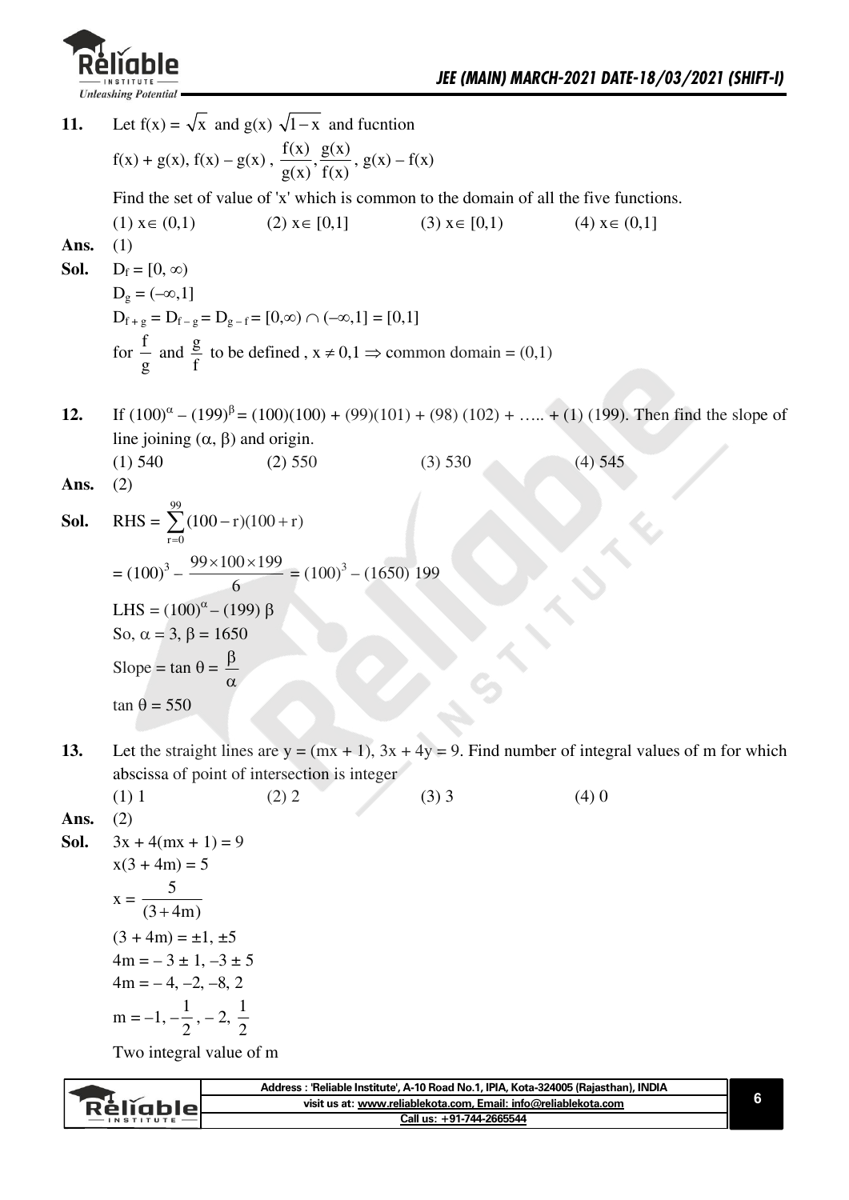**11.** Let $f(x) = \sqrt{x}$ and $g(x)\ \sqrt{1-x}$ and fucntion

$f(x) + g(x), f(x) - g(x), \dfrac{f(x)}{g(x)}, \dfrac{g(x)}{f(x)}, g(x) - f(x)$

Find the set of value of 'x' which is common to the domain of all the five functions.

(1) $x \in (0,1)$ (2) $x \in [0,1]$ (3) $x \in [0,1)$ (4) $x \in (0,1]$

**Ans.** (1)

**Sol.** $D_f = [0, \infty)$

$D_g = (-\infty, 1]$

$D_{f+g} = D_{f-g} = D_{g-f} = [0,\infty) \cap (-\infty,1] = [0,1]$

for $\dfrac{f}{g}$ and $\dfrac{g}{f}$ to be defined , $x \neq 0,1 \Rightarrow$ common domain $= (0,1)$

**12.** If $(100)^{\alpha} - (199)^{\beta} = (100)(100) + (99)(101) + (98)(102) + \ldots + (1)(199)$. Then find the slope of line joining $(\alpha, \beta)$ and origin.

(1) 540 (2) 550 (3) 530 (4) 545

**Ans.** (2)

**Sol.** RHS $= \displaystyle\sum_{r=0}^{99}(100-r)(100+r)$

$= (100)^3 - \dfrac{99 \times 100 \times 199}{6} = (100)^3 - (1650)\ 199$

LHS $= (100)^{\alpha} - (199)\ \beta$

So, $\alpha = 3, \beta = 1650$

Slope $= \tan\theta = \dfrac{\beta}{\alpha}$

$\tan\theta = 550$

**13.** Let the straight lines are $y = (mx + 1)$, $3x + 4y = 9$. Find number of integral values of m for which abscissa of point of intersection is integer

(1) 1 (2) 2 (3) 3 (4) 0

**Ans.** (2)

**Sol.** $3x + 4(mx + 1) = 9$

$x(3 + 4m) = 5$

$x = \dfrac{5}{(3+4m)}$

$(3 + 4m) = \pm 1, \pm 5$

$4m = -3 \pm 1, -3 \pm 5$

$4m = -4, -2, -8, 2$

$m = -1, -\dfrac{1}{2}, -2, \dfrac{1}{2}$

Two integral value of m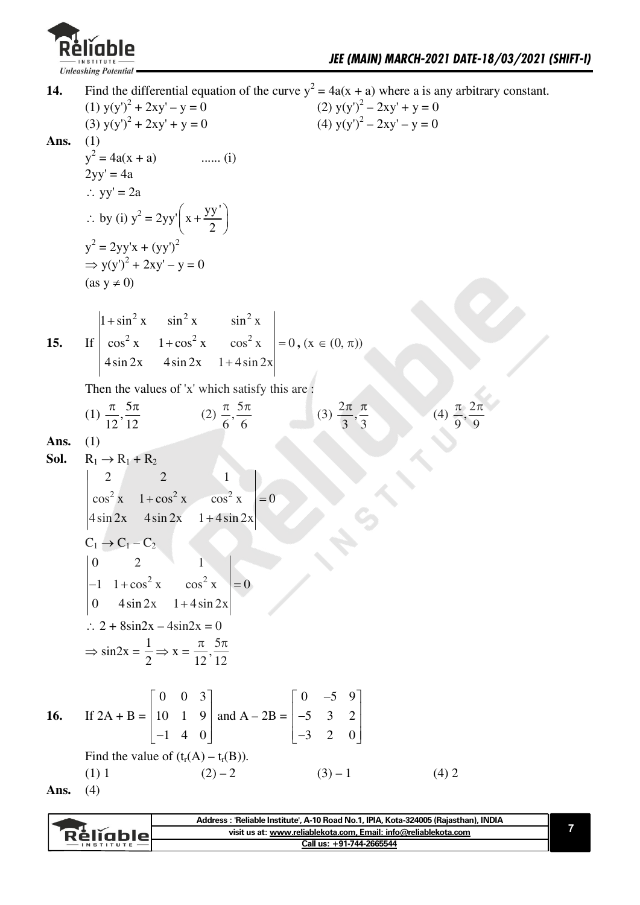**14.** Find the differential equation of the curve $y^2 = 4a(x + a)$ where a is any arbitrary constant.

(1) $y(y')^2 + 2xy' - y = 0$
(2) $y(y')^2 - 2xy' + y = 0$
(3) $y(y')^2 + 2xy' + y = 0$
(4) $y(y')^2 - 2xy' - y = 0$

**Ans.** (1)

$y^2 = 4a(x + a)$ ...... (i)

$2yy' = 4a$

$\therefore\ yy' = 2a$

$\therefore$ by (i) $y^2 = 2yy'\left(x + \frac{yy'}{2}\right)$

$y^2 = 2yy'x + (yy')^2$

$\Rightarrow y(y')^2 + 2xy' - y = 0$

(as $y \neq 0$)

**15.** If $\begin{vmatrix} 1+\sin^2 x & \sin^2 x & \sin^2 x \\ \cos^2 x & 1+\cos^2 x & \cos^2 x \\ 4\sin 2x & 4\sin 2x & 1+4\sin 2x \end{vmatrix} = 0$, $(x \in (0, \pi))$

Then the values of 'x' which satisfy this are :

(1) $\frac{\pi}{12}, \frac{5\pi}{12}$
(2) $\frac{\pi}{6}, \frac{5\pi}{6}$
(3) $\frac{2\pi}{3}, \frac{\pi}{3}$
(4) $\frac{\pi}{9}, \frac{2\pi}{9}$

**Ans.** (1)

**Sol.** $R_1 \to R_1 + R_2$

$$\begin{vmatrix} 2 & 2 & 1 \\ \cos^2 x & 1+\cos^2 x & \cos^2 x \\ 4\sin 2x & 4\sin 2x & 1+4\sin 2x \end{vmatrix} = 0$$

$C_1 \to C_1 - C_2$

$$\begin{vmatrix} 0 & 2 & 1 \\ -1 & 1+\cos^2 x & \cos^2 x \\ 0 & 4\sin 2x & 1+4\sin 2x \end{vmatrix} = 0$$

$\therefore\ 2 + 8\sin 2x - 4\sin 2x = 0$

$\Rightarrow \sin 2x = \frac{1}{2} \Rightarrow x = \frac{\pi}{12}, \frac{5\pi}{12}$

**16.** If $2A + B = \begin{bmatrix} 0 & 0 & 3 \\ 10 & 1 & 9 \\ -1 & 4 & 0 \end{bmatrix}$ and $A - 2B = \begin{bmatrix} 0 & -5 & 9 \\ -5 & 3 & 2 \\ -3 & 2 & 0 \end{bmatrix}$

Find the value of $(t_r(A) - t_r(B))$.

(1) 1
(2) –2
(3) –1
(4) 2

**Ans.** (4)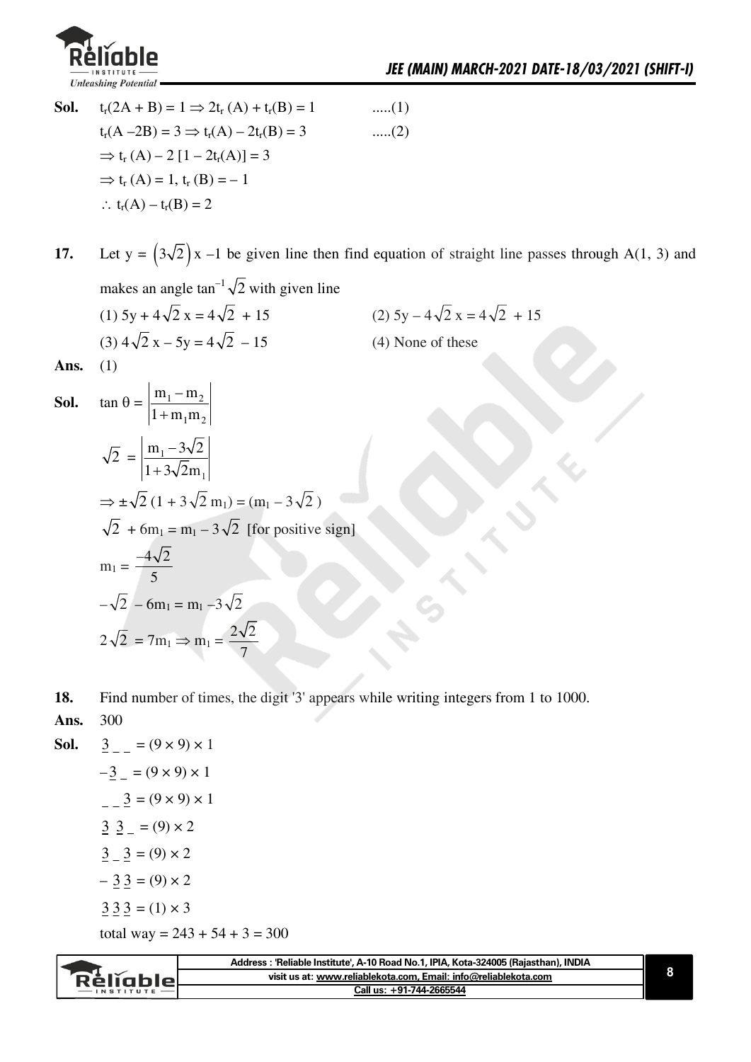**Sol.** $t_r(2A + B) = 1 \Rightarrow 2t_r(A) + t_r(B) = 1$ .....(1)

$t_r(A - 2B) = 3 \Rightarrow t_r(A) - 2t_r(B) = 3$ .....(2)

$\Rightarrow t_r(A) - 2[1 - 2t_r(A)] = 3$

$\Rightarrow t_r(A) = 1,\ t_r(B) = -1$

$\therefore\ t_r(A) - t_r(B) = 2$

**17.** Let $y = \left(3\sqrt{2}\right)x - 1$ be given line then find equation of straight line passes through A(1, 3) and makes an angle $\tan^{-1}\sqrt{2}$ with given line

(1) $5y + 4\sqrt{2}\,x = 4\sqrt{2} + 15$ (2) $5y - 4\sqrt{2}\,x = 4\sqrt{2} + 15$

(3) $4\sqrt{2}\,x - 5y = 4\sqrt{2} - 15$ (4) None of these

**Ans.** (1)

**Sol.** $\tan\theta = \left|\dfrac{m_1 - m_2}{1 + m_1 m_2}\right|$

$\sqrt{2} = \left|\dfrac{m_1 - 3\sqrt{2}}{1 + 3\sqrt{2}m_1}\right|$

$\Rightarrow \pm\sqrt{2}\,(1 + 3\sqrt{2}\,m_1) = (m_1 - 3\sqrt{2})$

$\sqrt{2} + 6m_1 = m_1 - 3\sqrt{2}$ [for positive sign]

$m_1 = \dfrac{-4\sqrt{2}}{5}$

$-\sqrt{2} - 6m_1 = m_1 - 3\sqrt{2}$

$2\sqrt{2} = 7m_1 \Rightarrow m_1 = \dfrac{2\sqrt{2}}{7}$

**18.** Find number of times, the digit '3' appears while writing integers from 1 to 1000.

**Ans.** 300

**Sol.** $\underline{3}\ \_\ \_ = (9 \times 9) \times 1$

$-\underline{3}\ \_ = (9 \times 9) \times 1$

$\_\ \_\ \underline{3} = (9 \times 9) \times 1$

$\underline{3}\ \underline{3}\ \_ = (9) \times 2$

$\underline{3}\ \_\ \underline{3} = (9) \times 2$

$-\ \underline{3}\ \underline{3} = (9) \times 2$

$\underline{3}\ \underline{3}\ \underline{3} = (1) \times 3$

total way = 243 + 54 + 3 = 300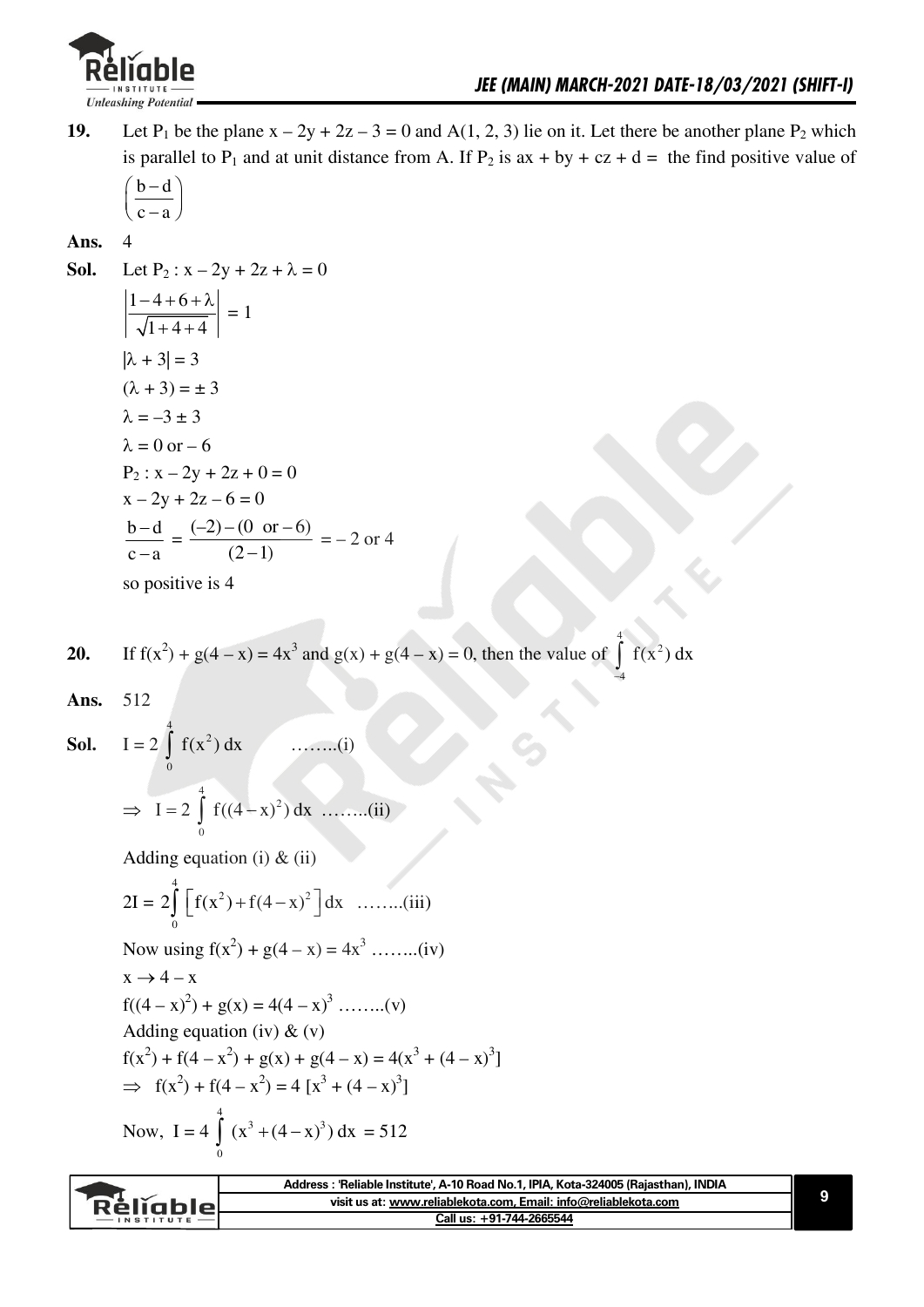**19.** Let $P_1$ be the plane $x - 2y + 2z - 3 = 0$ and $A(1, 2, 3)$ lie on it. Let there be another plane $P_2$ which is parallel to $P_1$ and at unit distance from A. If $P_2$ is $ax + by + cz + d =$ the find positive value of $\left(\frac{b-d}{c-a}\right)$

**Ans.** 4

**Sol.** Let $P_2 : x - 2y + 2z + \lambda = 0$

$$\left|\frac{1-4+6+\lambda}{\sqrt{1+4+4}}\right| = 1$$

$|\lambda + 3| = 3$

$(\lambda + 3) = \pm 3$

$\lambda = -3 \pm 3$

$\lambda = 0$ or $-6$

$P_2 : x - 2y + 2z + 0 = 0$

$x - 2y + 2z - 6 = 0$

$$\frac{b-d}{c-a} = \frac{(-2)-(0 \text{ or } -6)}{(2-1)} = -2 \text{ or } 4$$

so positive is 4

**20.** If $f(x^2) + g(4 - x) = 4x^3$ and $g(x) + g(4 - x) = 0$, then the value of $\int_{-4}^{4} f(x^2)\,dx$

**Ans.** 512

**Sol.** $I = 2\int_0^4 f(x^2)\,dx$ ……..(i)

$\Rightarrow \; I = 2\int_0^4 f((4-x)^2)\,dx$ ……..(ii)

Adding equation (i) & (ii)

$2I = 2\int_0^4 \left[f(x^2) + f(4-x)^2\right]dx$ ……..(iii)

Now using $f(x^2) + g(4 - x) = 4x^3$ ……..(iv)

$x \to 4 - x$

$f((4 - x)^2) + g(x) = 4(4 - x)^3$ ……..(v)

Adding equation (iv) & (v)

$f(x^2) + f(4 - x^2) + g(x) + g(4 - x) = 4(x^3 + (4 - x)^3]$

$\Rightarrow \; f(x^2) + f(4 - x^2) = 4\,[x^3 + (4 - x)^3]$

Now, $I = 4\int_0^4 (x^3 + (4-x)^3)\,dx = 512$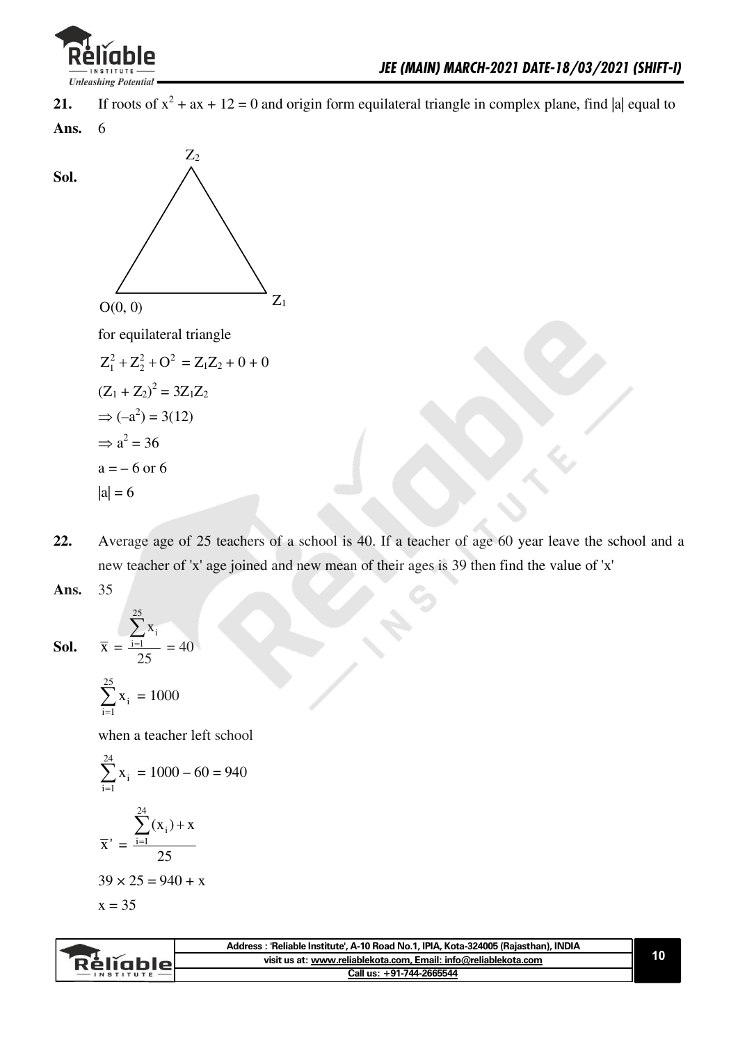**21.** If roots of $x^2 + ax + 12 = 0$ and origin form equilateral triangle in complex plane, find |a| equal to

**Ans.** 6

**Sol.**

$Z_2$

O(0, 0) $Z_1$

for equilateral triangle

$Z_1^2 + Z_2^2 + O^2 = Z_1Z_2 + 0 + 0$

$(Z_1 + Z_2)^2 = 3Z_1Z_2$

$\Rightarrow (-a^2) = 3(12)$

$\Rightarrow a^2 = 36$

$a = -6$ or $6$

$|a| = 6$

**22.** Average age of 25 teachers of a school is 40. If a teacher of age 60 year leave the school and a new teacher of 'x' age joined and new mean of their ages is 39 then find the value of 'x'

**Ans.** 35

**Sol.** $\overline{x} = \dfrac{\sum_{i=1}^{25} x_i}{25} = 40$

$\sum_{i=1}^{25} x_i = 1000$

when a teacher left school

$\sum_{i=1}^{24} x_i = 1000 - 60 = 940$

$\overline{x}' = \dfrac{\sum_{i=1}^{24} (x_i) + x}{25}$

$39 \times 25 = 940 + x$

$x = 35$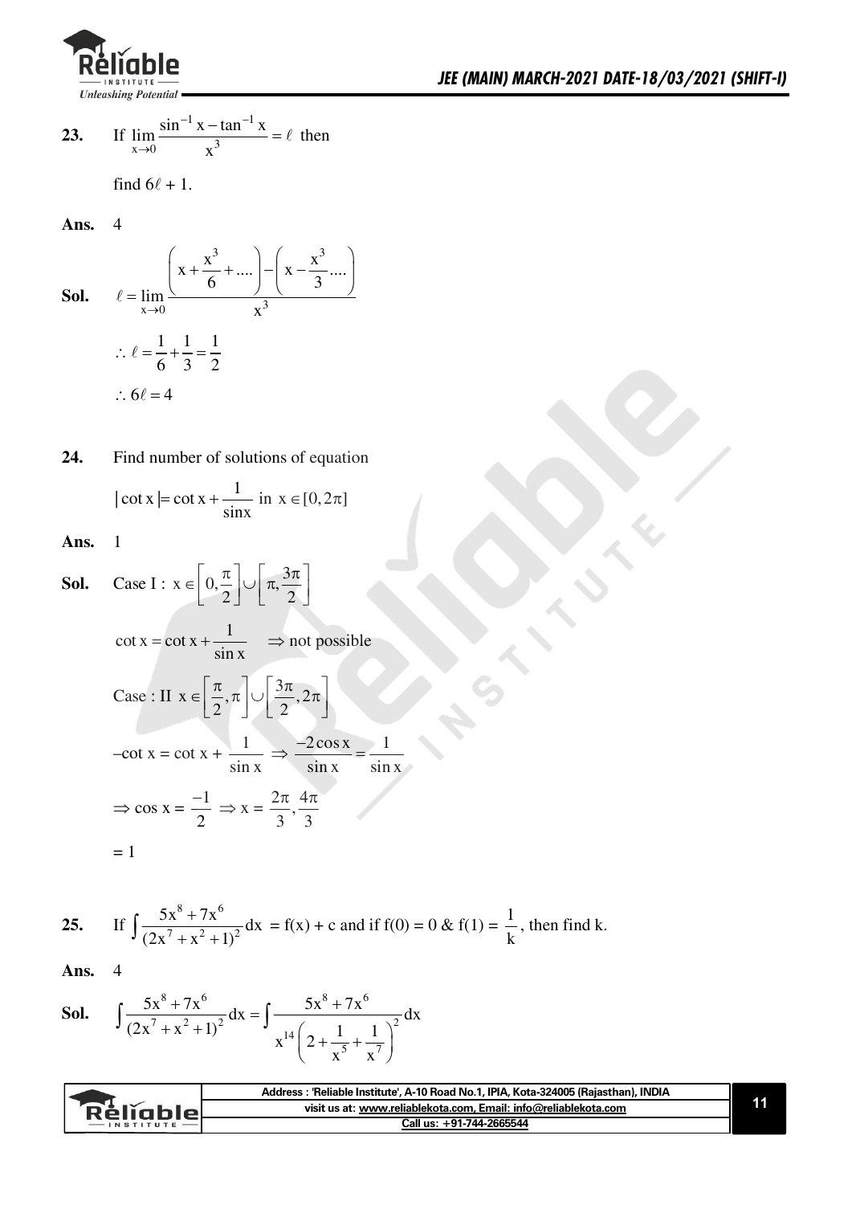**23.** If $\lim\limits_{x\to 0}\dfrac{\sin^{-1}x-\tan^{-1}x}{x^3}=\ell$ then

find $6\ell + 1$.

**Ans.** 4

**Sol.** $\ell=\lim\limits_{x\to 0}\dfrac{\left(x+\dfrac{x^3}{6}+....\right)-\left(x-\dfrac{x^3}{3}....\right)}{x^3}$

$\therefore\ \ell=\dfrac{1}{6}+\dfrac{1}{3}=\dfrac{1}{2}$

$\therefore\ 6\ell=4$

**24.** Find number of solutions of equation

$|\cot x|=\cot x+\dfrac{1}{\sin x}$ in $x\in[0,2\pi]$

**Ans.** 1

**Sol.** Case I : $x\in\left[0,\dfrac{\pi}{2}\right]\cup\left[\pi,\dfrac{3\pi}{2}\right]$

$\cot x=\cot x+\dfrac{1}{\sin x}\quad\Rightarrow$ not possible

Case : II $x\in\left[\dfrac{\pi}{2},\pi\right]\cup\left[\dfrac{3\pi}{2},2\pi\right]$

$-\cot x = \cot x + \dfrac{1}{\sin x}\ \Rightarrow\ \dfrac{-2\cos x}{\sin x}=\dfrac{1}{\sin x}$

$\Rightarrow \cos x = \dfrac{-1}{2}\ \Rightarrow x = \dfrac{2\pi}{3},\dfrac{4\pi}{3}$

$= 1$

**25.** If $\displaystyle\int\frac{5x^8+7x^6}{(2x^7+x^2+1)^2}dx$ = f(x) + c and if f(0) = 0 & f(1) = $\dfrac{1}{k}$, then find k.

**Ans.** 4

**Sol.** $\displaystyle\int\frac{5x^8+7x^6}{(2x^7+x^2+1)^2}dx=\int\frac{5x^8+7x^6}{x^{14}\left(2+\dfrac{1}{x^5}+\dfrac{1}{x^7}\right)^2}dx$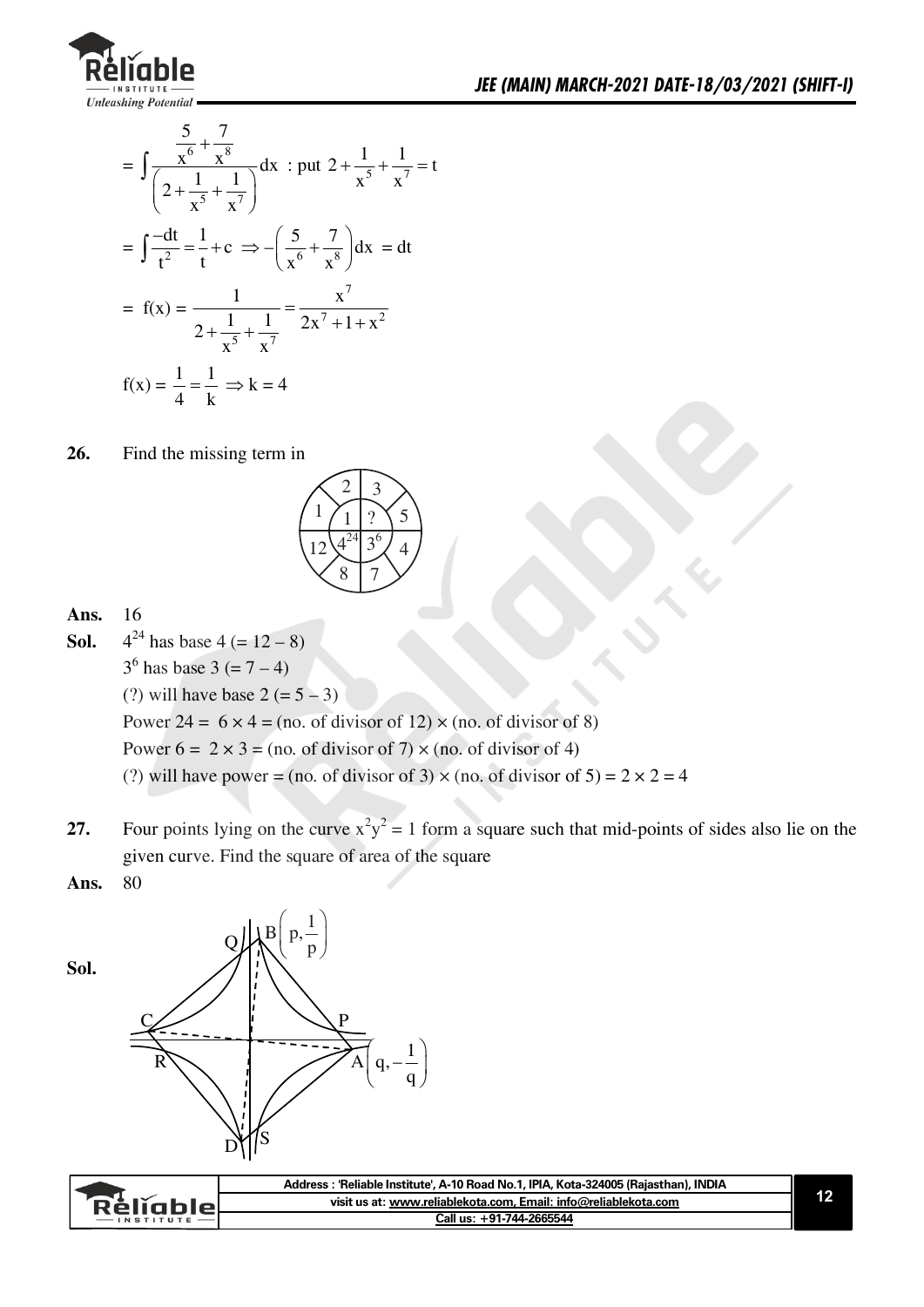$$= \int \frac{\frac{5}{x^6}+\frac{7}{x^8}}{\left(2+\frac{1}{x^5}+\frac{1}{x^7}\right)}dx \text{ : put } 2+\frac{1}{x^5}+\frac{1}{x^7}=t$$

$$= \int \frac{-dt}{t^2} = \frac{1}{t}+c \Rightarrow -\left(\frac{5}{x^6}+\frac{7}{x^8}\right)dx = dt$$

$$= f(x) = \frac{1}{2+\frac{1}{x^5}+\frac{1}{x^7}} = \frac{x^7}{2x^7+1+x^2}$$

$$f(x) = \frac{1}{4} = \frac{1}{k} \Rightarrow k = 4$$

**26.** Find the missing term in

(Circle diagram — outer ring: 2, 3, 5, 4, 7, 8, 12, 1; inner: 1, ?, $3^6$, $4^{24}$)

**Ans.** 16

**Sol.** $4^{24}$ has base 4 ($= 12 - 8$)

$3^6$ has base 3 ($= 7 - 4$)

(?) will have base 2 ($= 5 - 3$)

Power $24 = 6 \times 4$ = (no. of divisor of 12) $\times$ (no. of divisor of 8)

Power $6 = 2 \times 3$ = (no. of divisor of 7) $\times$ (no. of divisor of 4)

(?) will have power = (no. of divisor of 3) $\times$ (no. of divisor of 5) $= 2 \times 2 = 4$

**27.** Four points lying on the curve $x^2y^2 = 1$ form a square such that mid-points of sides also lie on the given curve. Find the square of area of the square

**Ans.** 80

**Sol.**

(Figure: square ABCD with $B\left(p, \frac{1}{p}\right)$, $A\left(q, -\frac{1}{q}\right)$, midpoints P, Q, R, S on the curve)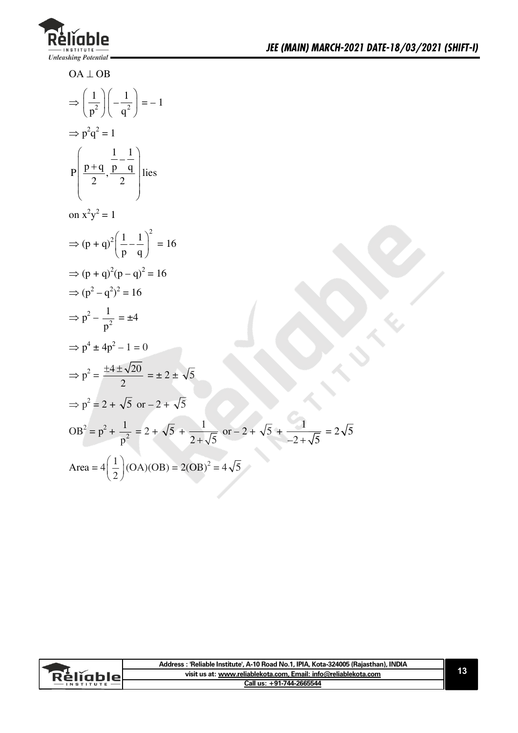$OA \perp OB$

$$\Rightarrow \left(\frac{1}{p^2}\right)\left(-\frac{1}{q^2}\right) = -1$$

$$\Rightarrow p^2q^2 = 1$$

$$P\left(\frac{p+q}{2}, \frac{\frac{1}{p}-\frac{1}{q}}{2}\right) \text{ lies}$$

on $x^2y^2 = 1$

$$\Rightarrow (p+q)^2\left(\frac{1}{p}-\frac{1}{q}\right)^2 = 16$$

$$\Rightarrow (p+q)^2(p-q)^2 = 16$$

$$\Rightarrow (p^2-q^2)^2 = 16$$

$$\Rightarrow p^2 - \frac{1}{p^2} = \pm 4$$

$$\Rightarrow p^4 \pm 4p^2 - 1 = 0$$

$$\Rightarrow p^2 = \frac{\pm 4 \pm \sqrt{20}}{2} = \pm 2 \pm \sqrt{5}$$

$$\Rightarrow p^2 = 2 + \sqrt{5} \text{ or } -2 + \sqrt{5}$$

$$OB^2 = p^2 + \frac{1}{p^2} = 2 + \sqrt{5} + \frac{1}{2+\sqrt{5}} \text{ or } -2 + \sqrt{5} + \frac{1}{-2+\sqrt{5}} = 2\sqrt{5}$$

$$\text{Area} = 4\left(\frac{1}{2}\right)(OA)(OB) = 2(OB)^2 = 4\sqrt{5}$$